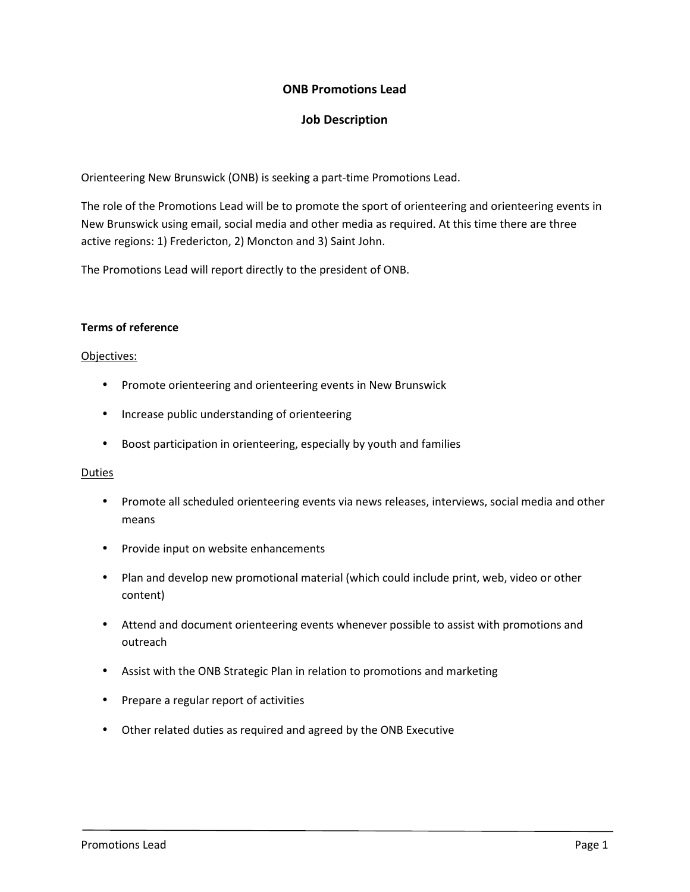# ONB Promotions Lead

## Job Description

Orienteering New Brunswick (ONB) is seeking a part-time Promotions Lead.

The role of the Promotions Lead will be to promote the sport of orienteering and orienteering events in New Brunswick using email, social media and other media as required. At this time there are three active regions: 1) Fredericton, 2) Moncton and 3) Saint John.

The Promotions Lead will report directly to the president of ONB.

**Terms of reference**

Objectives:

- Promote orienteering and orienteering events in New Brunswick
- Increase public understanding of orienteering
- Boost participation in orienteering, especially by youth and families

Duties

- Promote all scheduled orienteering events via news releases, interviews, social media and other means
- Provide input on website enhancements
- Plan and develop new promotional material (which could include print, web, video or other content)
- Attend and document orienteering events whenever possible to assist with promotions and outreach
- Assist with the ONB Strategic Plan in relation to promotions and marketing
- Prepare a regular report of activities
- Other related duties as required and agreed by the ONB Executive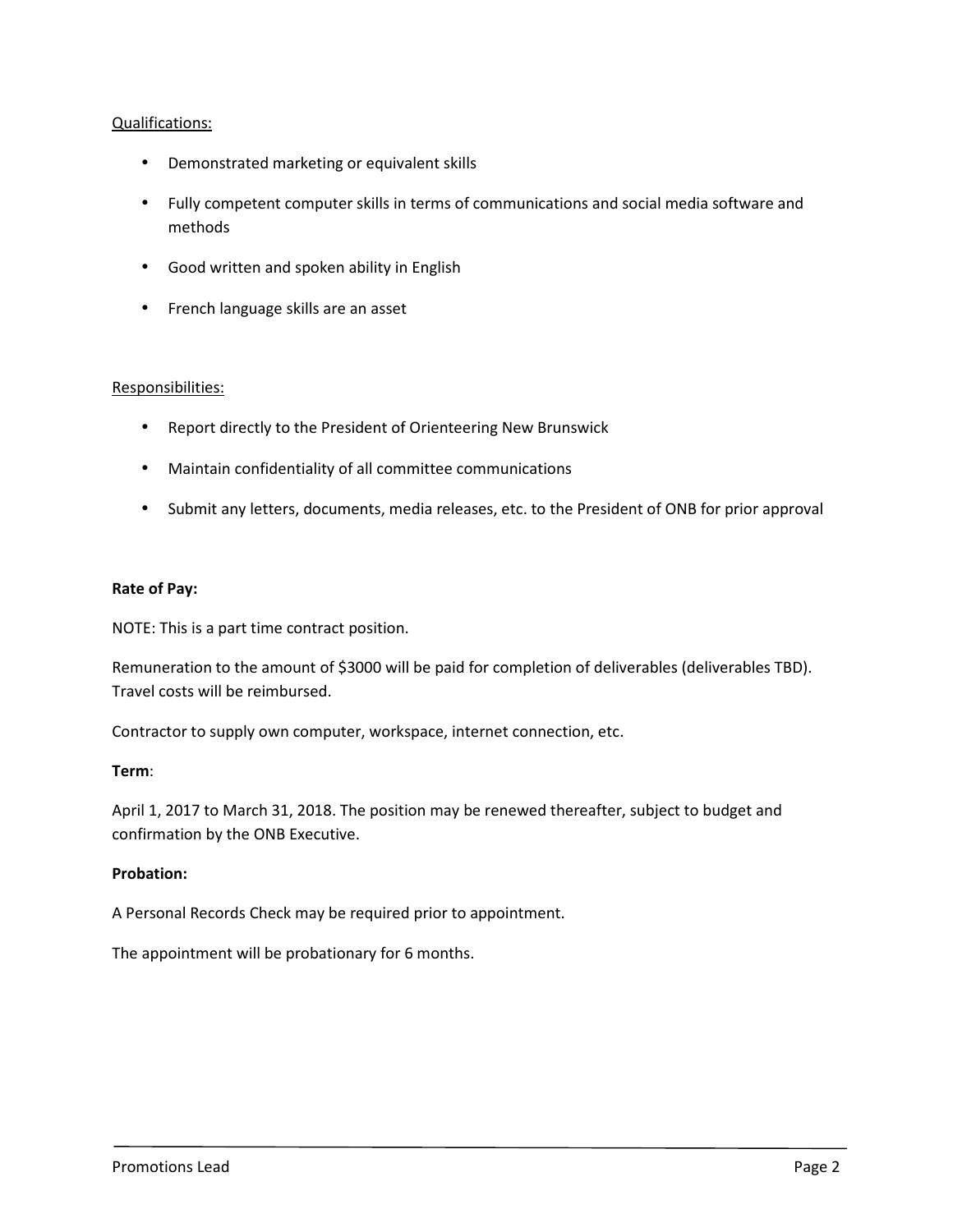Qualifications:

- Demonstrated marketing or equivalent skills
- Fully competent computer skills in terms of communications and social media software and methods
- Good written and spoken ability in English
- French language skills are an asset

Responsibilities:

- Report directly to the President of Orienteering New Brunswick
- Maintain confidentiality of all committee communications
- Submit any letters, documents, media releases, etc. to the President of ONB for prior approval

**Rate of Pay:**

NOTE: This is a part time contract position.

Remuneration to the amount of $3000 will be paid for completion of deliverables (deliverables TBD). Travel costs will be reimbursed.

Contractor to supply own computer, workspace, internet connection, etc.

**Term**:

April 1, 2017 to March 31, 2018. The position may be renewed thereafter, subject to budget and confirmation by the ONB Executive.

**Probation:**

A Personal Records Check may be required prior to appointment.

The appointment will be probationary for 6 months.